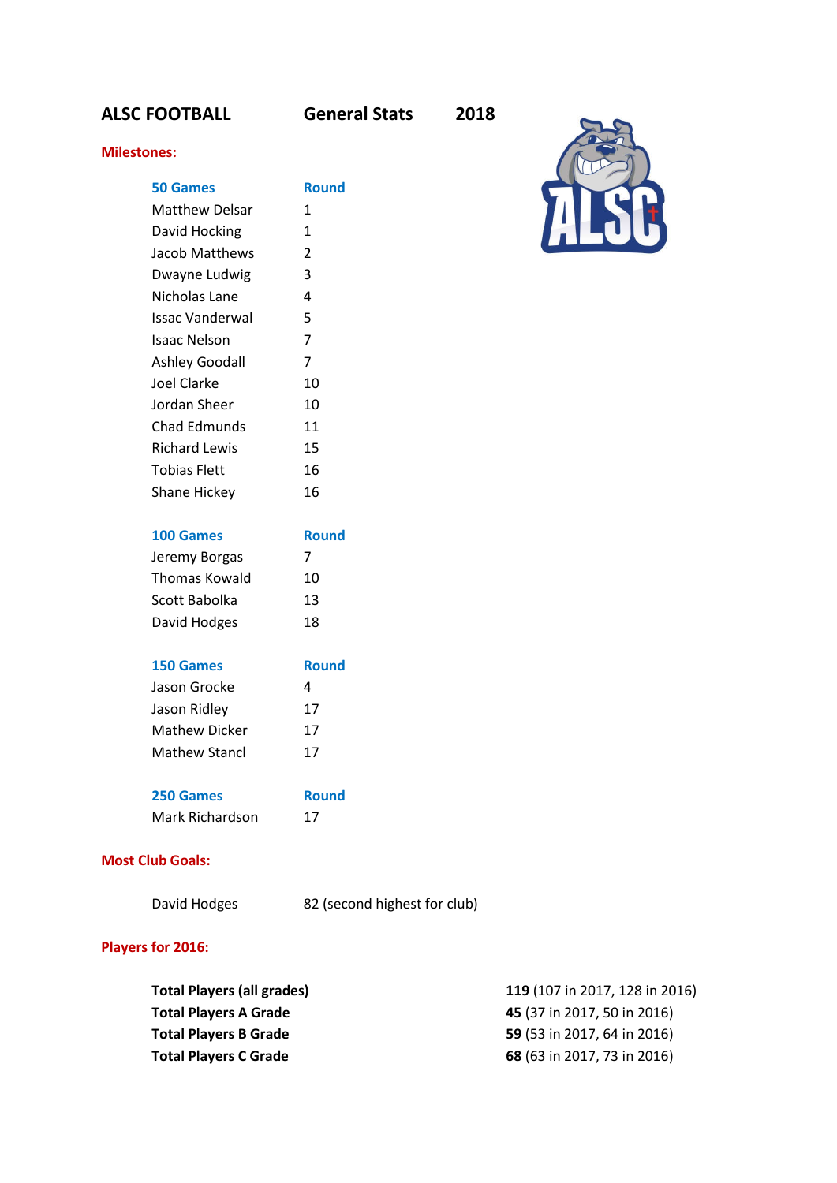# ALSC FOOTBALL General Stats 2018

## Milestones:

| 50 Games | Round |
|---|---|
| Matthew Delsar | 1 |
| David Hocking | 1 |
| Jacob Matthews | 2 |
| Dwayne Ludwig | 3 |
| Nicholas Lane | 4 |
| Issac Vanderwal | 5 |
| Isaac Nelson | 7 |
| Ashley Goodall | 7 |
| Joel Clarke | 10 |
| Jordan Sheer | 10 |
| Chad Edmunds | 11 |
| Richard Lewis | 15 |
| Tobias Flett | 16 |
| Shane Hickey | 16 |

| 100 Games | Round |
|---|---|
| Jeremy Borgas | 7 |
| Thomas Kowald | 10 |
| Scott Babolka | 13 |
| David Hodges | 18 |

| 150 Games | Round |
|---|---|
| Jason Grocke | 4 |
| Jason Ridley | 17 |
| Mathew Dicker | 17 |
| Mathew Stancl | 17 |

| 250 Games | Round |
|---|---|
| Mark Richardson | 17 |

## Most Club Goals:

David Hodges 82 (second highest for club)

## Players for 2016:

| | |
|---|---|
| **Total Players (all grades)** | **119** (107 in 2017, 128 in 2016) |
| **Total Players A Grade** | **45** (37 in 2017, 50 in 2016) |
| **Total Players B Grade** | **59** (53 in 2017, 64 in 2016) |
| **Total Players C Grade** | **68** (63 in 2017, 73 in 2016) |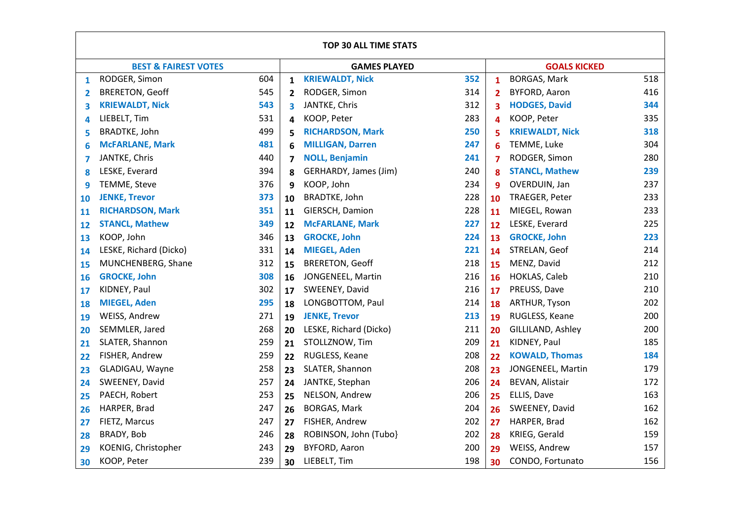## TOP 30 ALL TIME STATS

| BEST & FAIREST VOTES | | | GAMES PLAYED | | | GOALS KICKED | | |
|---|---|---|---|---|---|---|---|---|
| 1 | RODGER, Simon | 604 | 1 | **KRIEWALDT, Nick** | **352** | 1 | BORGAS, Mark | 518 |
| 2 | BRERETON, Geoff | 545 | 2 | RODGER, Simon | 314 | 2 | BYFORD, Aaron | 416 |
| 3 | **KRIEWALDT, Nick** | **543** | 3 | JANTKE, Chris | 312 | 3 | **HODGES, David** | **344** |
| 4 | LIEBELT, Tim | 531 | 4 | KOOP, Peter | 283 | 4 | KOOP, Peter | 335 |
| 5 | BRADTKE, John | 499 | 5 | **RICHARDSON, Mark** | **250** | 5 | **KRIEWALDT, Nick** | **318** |
| 6 | **McFARLANE, Mark** | **481** | 6 | **MILLIGAN, Darren** | **247** | 6 | TEMME, Luke | 304 |
| 7 | JANTKE, Chris | 440 | 7 | **NOLL, Benjamin** | **241** | 7 | RODGER, Simon | 280 |
| 8 | LESKE, Everard | 394 | 8 | GERHARDY, James (Jim) | 240 | 8 | **STANCL, Mathew** | **239** |
| 9 | TEMME, Steve | 376 | 9 | KOOP, John | 234 | 9 | OVERDUIN, Jan | 237 |
| 10 | **JENKE, Trevor** | **373** | 10 | BRADTKE, John | 228 | 10 | TRAEGER, Peter | 233 |
| 11 | **RICHARDSON, Mark** | **351** | 11 | GIERSCH, Damion | 228 | 11 | MIEGEL, Rowan | 233 |
| 12 | **STANCL, Mathew** | **349** | 12 | **McFARLANE, Mark** | **227** | 12 | LESKE, Everard | 225 |
| 13 | KOOP, John | 346 | 13 | **GROCKE, John** | **224** | 13 | **GROCKE, John** | **223** |
| 14 | LESKE, Richard (Dicko) | 331 | 14 | **MIEGEL, Aden** | **221** | 14 | STRELAN, Geof | 214 |
| 15 | MUNCHENBERG, Shane | 312 | 15 | BRERETON, Geoff | 218 | 15 | MENZ, David | 212 |
| 16 | **GROCKE, John** | **308** | 16 | JONGENEEL, Martin | 216 | 16 | HOKLAS, Caleb | 210 |
| 17 | KIDNEY, Paul | 302 | 17 | SWEENEY, David | 216 | 17 | PREUSS, Dave | 210 |
| 18 | **MIEGEL, Aden** | **295** | 18 | LONGBOTTOM, Paul | 214 | 18 | ARTHUR, Tyson | 202 |
| 19 | WEISS, Andrew | 271 | 19 | **JENKE, Trevor** | **213** | 19 | RUGLESS, Keane | 200 |
| 20 | SEMMLER, Jared | 268 | 20 | LESKE, Richard (Dicko) | 211 | 20 | GILLILAND, Ashley | 200 |
| 21 | SLATER, Shannon | 259 | 21 | STOLLZNOW, Tim | 209 | 21 | KIDNEY, Paul | 185 |
| 22 | FISHER, Andrew | 259 | 22 | RUGLESS, Keane | 208 | 22 | **KOWALD, Thomas** | **184** |
| 23 | GLADIGAU, Wayne | 258 | 23 | SLATER, Shannon | 208 | 23 | JONGENEEL, Martin | 179 |
| 24 | SWEENEY, David | 257 | 24 | JANTKE, Stephan | 206 | 24 | BEVAN, Alistair | 172 |
| 25 | PAECH, Robert | 253 | 25 | NELSON, Andrew | 206 | 25 | ELLIS, Dave | 163 |
| 26 | HARPER, Brad | 247 | 26 | BORGAS, Mark | 204 | 26 | SWEENEY, David | 162 |
| 27 | FIETZ, Marcus | 247 | 27 | FISHER, Andrew | 202 | 27 | HARPER, Brad | 162 |
| 28 | BRADY, Bob | 246 | 28 | ROBINSON, John (Tubo} | 202 | 28 | KRIEG, Gerald | 159 |
| 29 | KOENIG, Christopher | 243 | 29 | BYFORD, Aaron | 200 | 29 | WEISS, Andrew | 157 |
| 30 | KOOP, Peter | 239 | 30 | LIEBELT, Tim | 198 | 30 | CONDO, Fortunato | 156 |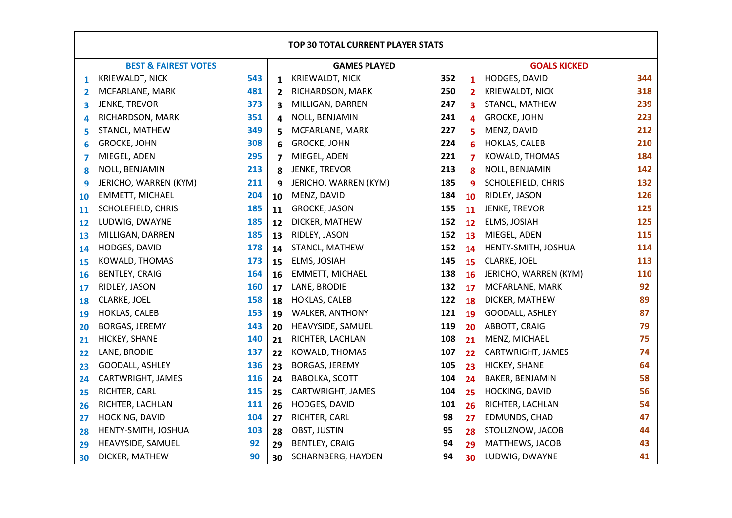## TOP 30 TOTAL CURRENT PLAYER STATS

| BEST & FAIREST VOTES | | | GAMES PLAYED | | | GOALS KICKED | | |
|---|---|---|---|---|---|---|---|---|
| 1 | KRIEWALDT, NICK | 543 | 1 | KRIEWALDT, NICK | 352 | 1 | HODGES, DAVID | 344 |
| 2 | MCFARLANE, MARK | 481 | 2 | RICHARDSON, MARK | 250 | 2 | KRIEWALDT, NICK | 318 |
| 3 | JENKE, TREVOR | 373 | 3 | MILLIGAN, DARREN | 247 | 3 | STANCL, MATHEW | 239 |
| 4 | RICHARDSON, MARK | 351 | 4 | NOLL, BENJAMIN | 241 | 4 | GROCKE, JOHN | 223 |
| 5 | STANCL, MATHEW | 349 | 5 | MCFARLANE, MARK | 227 | 5 | MENZ, DAVID | 212 |
| 6 | GROCKE, JOHN | 308 | 6 | GROCKE, JOHN | 224 | 6 | HOKLAS, CALEB | 210 |
| 7 | MIEGEL, ADEN | 295 | 7 | MIEGEL, ADEN | 221 | 7 | KOWALD, THOMAS | 184 |
| 8 | NOLL, BENJAMIN | 213 | 8 | JENKE, TREVOR | 213 | 8 | NOLL, BENJAMIN | 142 |
| 9 | JERICHO, WARREN (KYM) | 211 | 9 | JERICHO, WARREN (KYM) | 185 | 9 | SCHOLEFIELD, CHRIS | 132 |
| 10 | EMMETT, MICHAEL | 204 | 10 | MENZ, DAVID | 184 | 10 | RIDLEY, JASON | 126 |
| 11 | SCHOLEFIELD, CHRIS | 185 | 11 | GROCKE, JASON | 155 | 11 | JENKE, TREVOR | 125 |
| 12 | LUDWIG, DWAYNE | 185 | 12 | DICKER, MATHEW | 152 | 12 | ELMS, JOSIAH | 125 |
| 13 | MILLIGAN, DARREN | 185 | 13 | RIDLEY, JASON | 152 | 13 | MIEGEL, ADEN | 115 |
| 14 | HODGES, DAVID | 178 | 14 | STANCL, MATHEW | 152 | 14 | HENTY-SMITH, JOSHUA | 114 |
| 15 | KOWALD, THOMAS | 173 | 15 | ELMS, JOSIAH | 145 | 15 | CLARKE, JOEL | 113 |
| 16 | BENTLEY, CRAIG | 164 | 16 | EMMETT, MICHAEL | 138 | 16 | JERICHO, WARREN (KYM) | 110 |
| 17 | RIDLEY, JASON | 160 | 17 | LANE, BRODIE | 132 | 17 | MCFARLANE, MARK | 92 |
| 18 | CLARKE, JOEL | 158 | 18 | HOKLAS, CALEB | 122 | 18 | DICKER, MATHEW | 89 |
| 19 | HOKLAS, CALEB | 153 | 19 | WALKER, ANTHONY | 121 | 19 | GOODALL, ASHLEY | 87 |
| 20 | BORGAS, JEREMY | 143 | 20 | HEAVYSIDE, SAMUEL | 119 | 20 | ABBOTT, CRAIG | 79 |
| 21 | HICKEY, SHANE | 140 | 21 | RICHTER, LACHLAN | 108 | 21 | MENZ, MICHAEL | 75 |
| 22 | LANE, BRODIE | 137 | 22 | KOWALD, THOMAS | 107 | 22 | CARTWRIGHT, JAMES | 74 |
| 23 | GOODALL, ASHLEY | 136 | 23 | BORGAS, JEREMY | 105 | 23 | HICKEY, SHANE | 64 |
| 24 | CARTWRIGHT, JAMES | 116 | 24 | BABOLKA, SCOTT | 104 | 24 | BAKER, BENJAMIN | 58 |
| 25 | RICHTER, CARL | 115 | 25 | CARTWRIGHT, JAMES | 104 | 25 | HOCKING, DAVID | 56 |
| 26 | RICHTER, LACHLAN | 111 | 26 | HODGES, DAVID | 101 | 26 | RICHTER, LACHLAN | 54 |
| 27 | HOCKING, DAVID | 104 | 27 | RICHTER, CARL | 98 | 27 | EDMUNDS, CHAD | 47 |
| 28 | HENTY-SMITH, JOSHUA | 103 | 28 | OBST, JUSTIN | 95 | 28 | STOLLZNOW, JACOB | 44 |
| 29 | HEAVYSIDE, SAMUEL | 92 | 29 | BENTLEY, CRAIG | 94 | 29 | MATTHEWS, JACOB | 43 |
| 30 | DICKER, MATHEW | 90 | 30 | SCHARNBERG, HAYDEN | 94 | 30 | LUDWIG, DWAYNE | 41 |